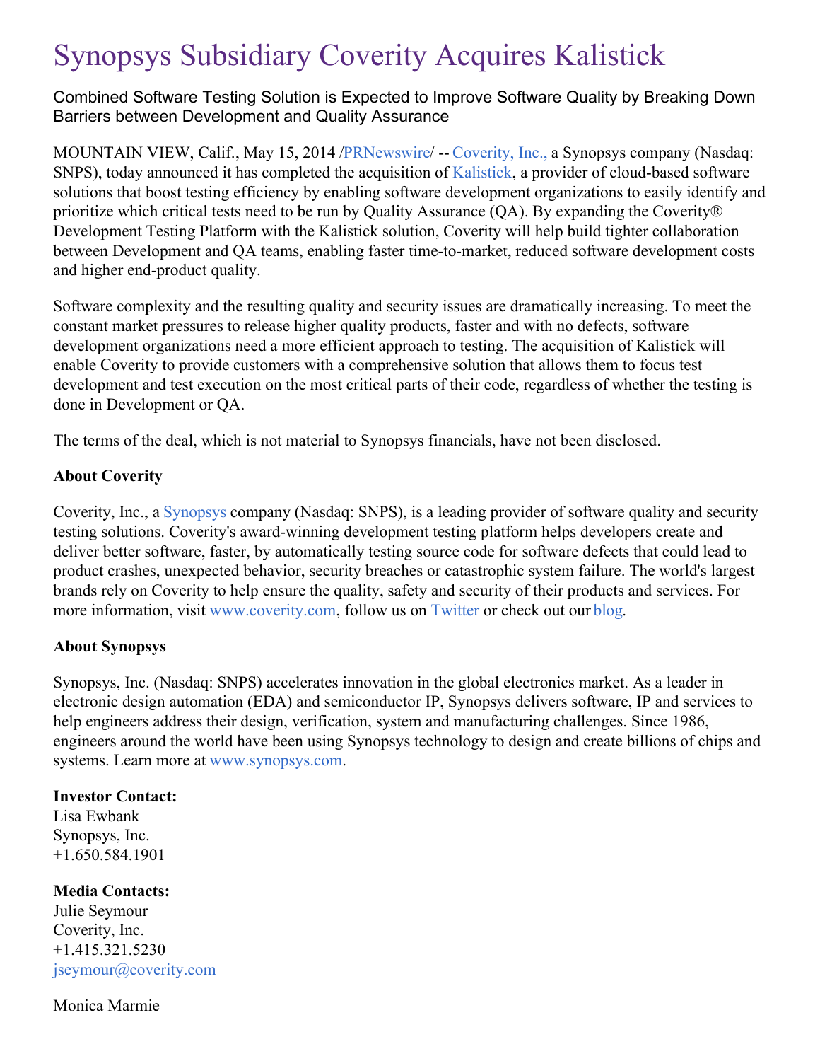# Synopsys Subsidiary Coverity Acquires Kalistick

Combined Software Testing Solution is Expected to Improve Software Quality by Breaking Down Barriers between Development and Quality Assurance

MOUNTAIN VIEW, Calif., May 15, 2014 /PRNewswire/ -- Coverity, Inc., a Synopsys company (Nasdaq: SNPS), today announced it has completed the acquisition of Kalistick, a provider of cloud-based software solutions that boost testing efficiency by enabling software development organizations to easily identify and prioritize which critical tests need to be run by Quality Assurance (QA). By expanding the Coverity® Development Testing Platform with the Kalistick solution, Coverity will help build tighter collaboration between Development and QA teams, enabling faster time-to-market, reduced software development costs and higher end-product quality.

Software complexity and the resulting quality and security issues are dramatically increasing. To meet the constant market pressures to release higher quality products, faster and with no defects, software development organizations need a more efficient approach to testing. The acquisition of Kalistick will enable Coverity to provide customers with a comprehensive solution that allows them to focus test development and test execution on the most critical parts of their code, regardless of whether the testing is done in Development or QA.

The terms of the deal, which is not material to Synopsys financials, have not been disclosed.

**About Coverity**

Coverity, Inc., a Synopsys company (Nasdaq: SNPS), is a leading provider of software quality and security testing solutions. Coverity's award-winning development testing platform helps developers create and deliver better software, faster, by automatically testing source code for software defects that could lead to product crashes, unexpected behavior, security breaches or catastrophic system failure. The world's largest brands rely on Coverity to help ensure the quality, safety and security of their products and services. For more information, visit www.coverity.com, follow us on Twitter or check out our blog.

**About Synopsys**

Synopsys, Inc. (Nasdaq: SNPS) accelerates innovation in the global electronics market. As a leader in electronic design automation (EDA) and semiconductor IP, Synopsys delivers software, IP and services to help engineers address their design, verification, system and manufacturing challenges. Since 1986, engineers around the world have been using Synopsys technology to design and create billions of chips and systems. Learn more at www.synopsys.com.

**Investor Contact:**
Lisa Ewbank
Synopsys, Inc.
+1.650.584.1901

**Media Contacts:**
Julie Seymour
Coverity, Inc.
+1.415.321.5230
jseymour@coverity.com

Monica Marmie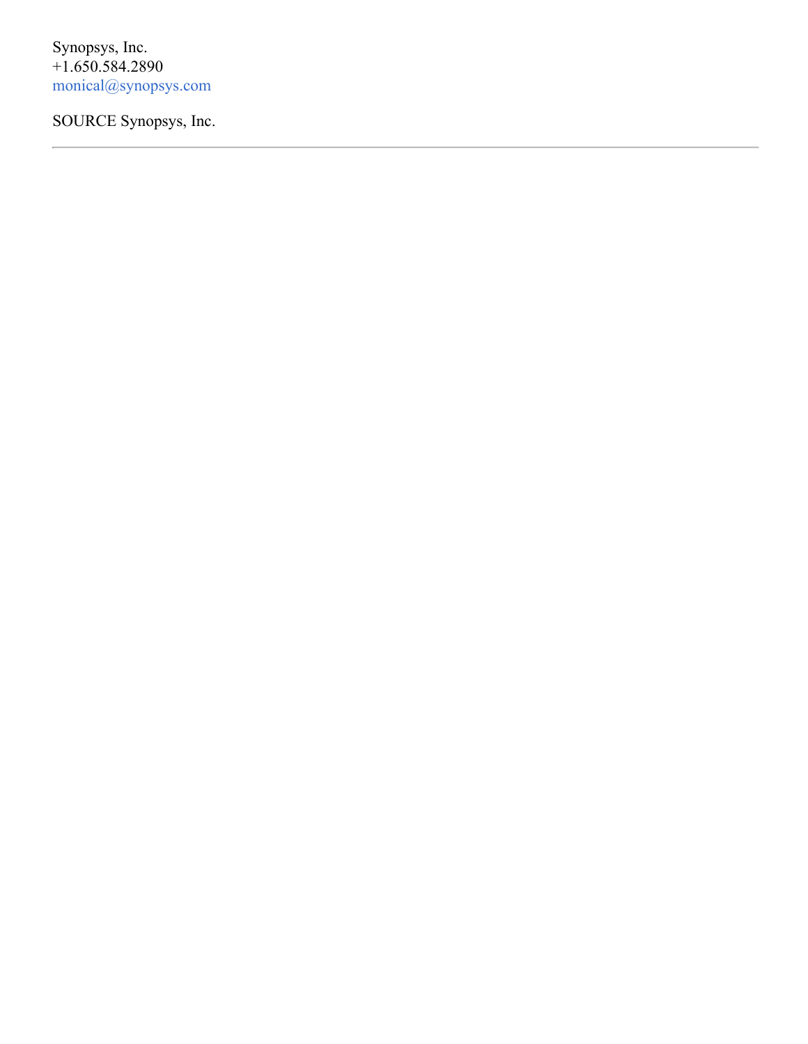Synopsys, Inc.
+1.650.584.2890
monical@synopsys.com

SOURCE Synopsys, Inc.

---